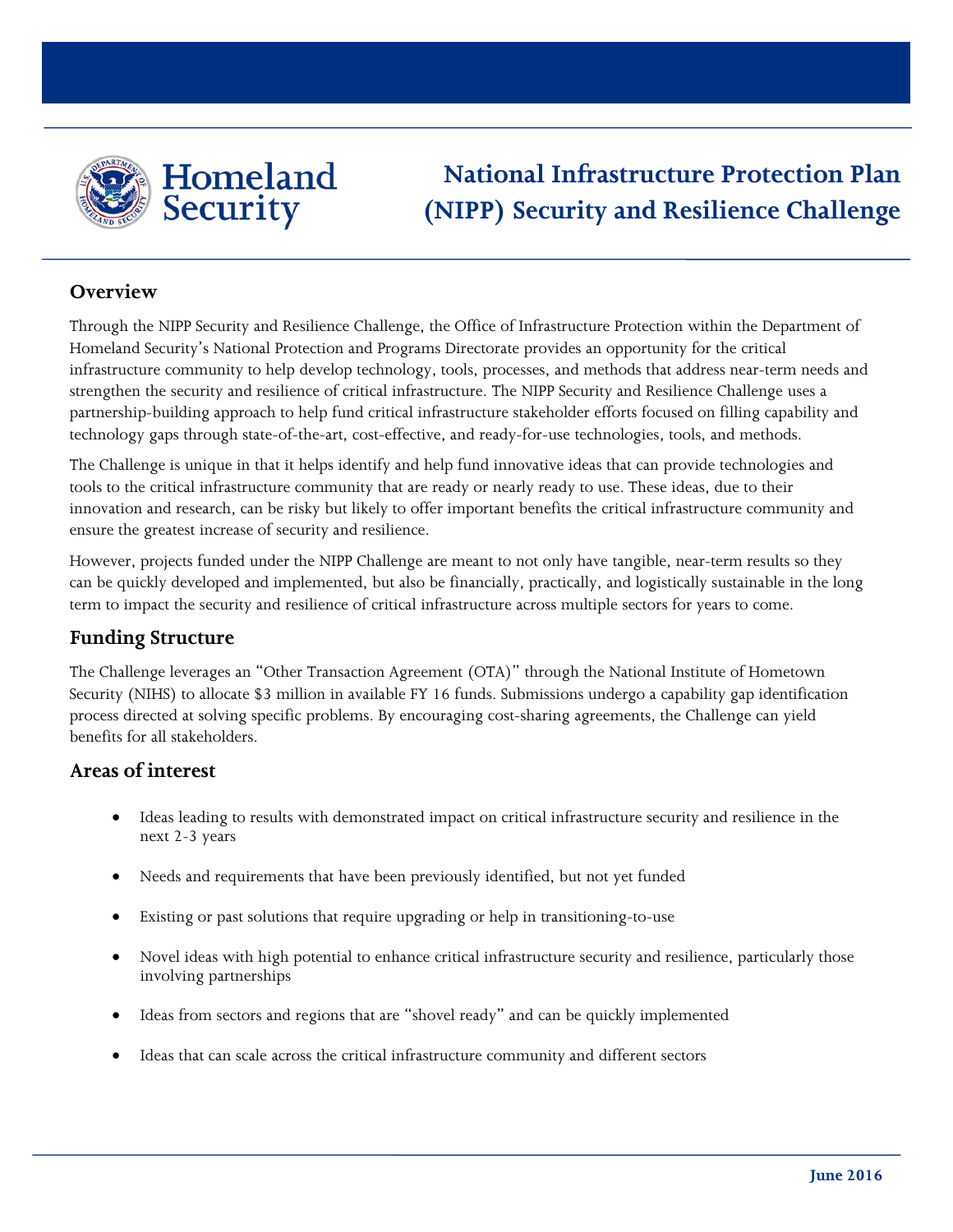Homeland Security

# National Infrastructure Protection Plan (NIPP) Security and Resilience Challenge

## Overview

Through the NIPP Security and Resilience Challenge, the Office of Infrastructure Protection within the Department of Homeland Security's National Protection and Programs Directorate provides an opportunity for the critical infrastructure community to help develop technology, tools, processes, and methods that address near-term needs and strengthen the security and resilience of critical infrastructure. The NIPP Security and Resilience Challenge uses a partnership-building approach to help fund critical infrastructure stakeholder efforts focused on filling capability and technology gaps through state-of-the-art, cost-effective, and ready-for-use technologies, tools, and methods.

The Challenge is unique in that it helps identify and help fund innovative ideas that can provide technologies and tools to the critical infrastructure community that are ready or nearly ready to use. These ideas, due to their innovation and research, can be risky but likely to offer important benefits the critical infrastructure community and ensure the greatest increase of security and resilience.

However, projects funded under the NIPP Challenge are meant to not only have tangible, near-term results so they can be quickly developed and implemented, but also be financially, practically, and logistically sustainable in the long term to impact the security and resilience of critical infrastructure across multiple sectors for years to come.

## Funding Structure

The Challenge leverages an "Other Transaction Agreement (OTA)" through the National Institute of Hometown Security (NIHS) to allocate $3 million in available FY 16 funds. Submissions undergo a capability gap identification process directed at solving specific problems. By encouraging cost-sharing agreements, the Challenge can yield benefits for all stakeholders.

## Areas of interest

- Ideas leading to results with demonstrated impact on critical infrastructure security and resilience in the next 2-3 years
- Needs and requirements that have been previously identified, but not yet funded
- Existing or past solutions that require upgrading or help in transitioning-to-use
- Novel ideas with high potential to enhance critical infrastructure security and resilience, particularly those involving partnerships
- Ideas from sectors and regions that are "shovel ready" and can be quickly implemented
- Ideas that can scale across the critical infrastructure community and different sectors

June 2016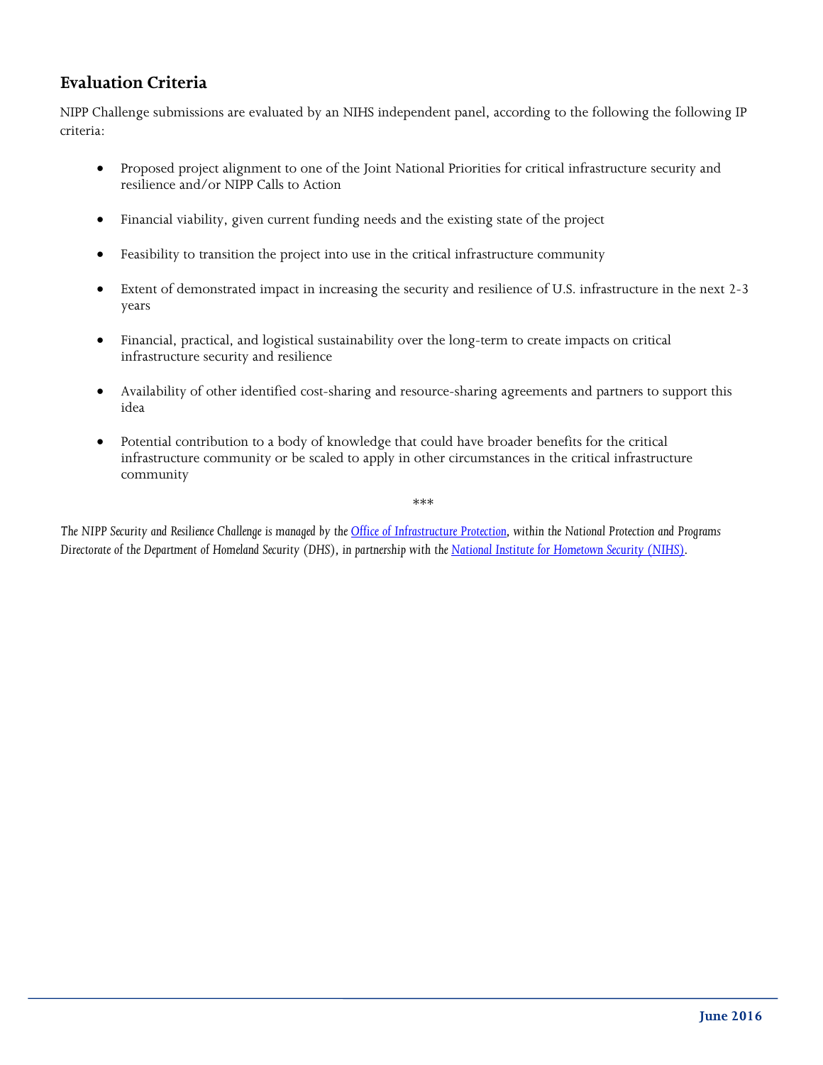## Evaluation Criteria

NIPP Challenge submissions are evaluated by an NIHS independent panel, according to the following the following IP criteria:

- Proposed project alignment to one of the Joint National Priorities for critical infrastructure security and resilience and/or NIPP Calls to Action
- Financial viability, given current funding needs and the existing state of the project
- Feasibility to transition the project into use in the critical infrastructure community
- Extent of demonstrated impact in increasing the security and resilience of U.S. infrastructure in the next 2-3 years
- Financial, practical, and logistical sustainability over the long-term to create impacts on critical infrastructure security and resilience
- Availability of other identified cost-sharing and resource-sharing agreements and partners to support this idea
- Potential contribution to a body of knowledge that could have broader benefits for the critical infrastructure community or be scaled to apply in other circumstances in the critical infrastructure community

***

*The NIPP Security and Resilience Challenge is managed by the Office of Infrastructure Protection, within the National Protection and Programs Directorate of the Department of Homeland Security (DHS), in partnership with the National Institute for Hometown Security (NIHS).*